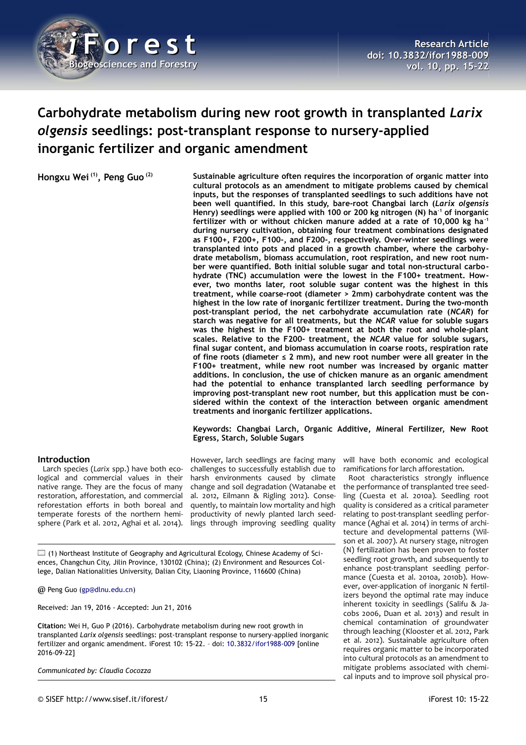Research Article
doi: 10.3832/ifor1988-009

# Carbohydrate metabolism during new root growth in transplanted *Larix olgensis* seedlings: post-transplant response to nursery-applied inorganic fertilizer and organic amendment

**Hongxu Wei [1], Peng Guo [2]**

**Sustainable agriculture often requires the incorporation of organic matter into cultural protocols as an amendment to mitigate problems caused by chemical inputs, but the responses of transplanted seedlings to such additions have not been well quantified. In this study, bare-root Changbai larch (*Larix olgensis* Henry) seedlings were applied with 100 or 200 kg nitrogen (N) ha$^{-1}$ of inorganic fertilizer with or without chicken manure added at a rate of 10,000 kg ha$^{-1}$ during nursery cultivation, obtaining four treatment combinations designated as F100+, F200+, F100-, and F200-, respectively. Over-winter seedlings were transplanted into pots and placed in a growth chamber, where the carbohydrate metabolism, biomass accumulation, root respiration, and new root number were quantified. Both initial soluble sugar and total non-structural carbohydrate (TNC) accumulation were the lowest in the F100+ treatment. However, two months later, root soluble sugar content was the highest in this treatment, while coarse-root (diameter > 2mm) carbohydrate content was the highest in the low rate of inorganic fertilizer treatment. During the two-month post-transplant period, the net carbohydrate accumulation rate (*NCAR*) for starch was negative for all treatments, but the *NCAR* value for soluble sugars was the highest in the F100+ treatment at both the root and whole-plant scales. Relative to the F200- treatment, the *NCAR* value for soluble sugars, final sugar content, and biomass accumulation in coarse roots, respiration rate of fine roots (diameter ≤ 2 mm), and new root number were all greater in the F100+ treatment, while new root number was increased by organic matter additions. In conclusion, the use of chicken manure as an organic amendment had the potential to enhance transplanted larch seedling performance by improving post-transplant new root number, but this application must be considered within the context of the interaction between organic amendment treatments and inorganic fertilizer applications.**

**Keywords: Changbai Larch, Organic Additive, Mineral Fertilizer, New Root Egress, Starch, Soluble Sugars**

## Introduction

Larch species (*Larix* spp.) have both ecological and commercial values in their native range. They are the focus of many restoration, afforestation, and commercial reforestation efforts in both boreal and temperate forests of the northern hemisphere (Park et al. 2012, Aghai et al. 2014). However, larch seedlings are facing many challenges to successfully establish due to harsh environments caused by climate change and soil degradation (Watanabe et al. 2012, Eilmann & Rigling 2012). Consequently, to maintain low mortality and high productivity of newly planted larch seedlings through improving seedling quality will have both economic and ecological ramifications for larch afforestation.

Root characteristics strongly influence the performance of transplanted tree seedling (Cuesta et al. 2010a). Seedling root quality is considered as a critical parameter relating to post-transplant seedling performance (Aghai et al. 2014) in terms of architecture and developmental patterns (Wilson et al. 2007). At nursery stage, nitrogen (N) fertilization has been proven to foster seedling root growth, and subsequently to enhance post-transplant seedling performance (Cuesta et al. 2010a, 2010b). However, over-application of inorganic N fertilizers beyond the optimal rate may induce inherent toxicity in seedlings (Salifu & Jacobs 2006, Duan et al. 2013) and result in chemical contamination of groundwater through leaching (Klooster et al. 2012, Park et al. 2012). Sustainable agriculture often requires organic matter to be incorporated into cultural protocols as an amendment to mitigate problems associated with chemical inputs and to improve soil physical pro-

(1) Northeast Institute of Geography and Agricultural Ecology, Chinese Academy of Sciences, Changchun City, Jilin Province, 130102 (China); (2) Environment and Resources College, Dalian Nationalities University, Dalian City, Liaoning Province, 116600 (China)

@ Peng Guo (gp@dlnu.edu.cn)

Received: Jan 19, 2016 - Accepted: Jun 21, 2016

**Citation:** Wei H, Guo P (2016). Carbohydrate metabolism during new root growth in transplanted *Larix olgensis* seedlings: post-transplant response to nursery-applied inorganic fertilizer and organic amendment. iForest 10: 15-22. – doi: 10.3832/ifor1988-009 [online 2016-09-22]

*Communicated by: Claudia Cocozza*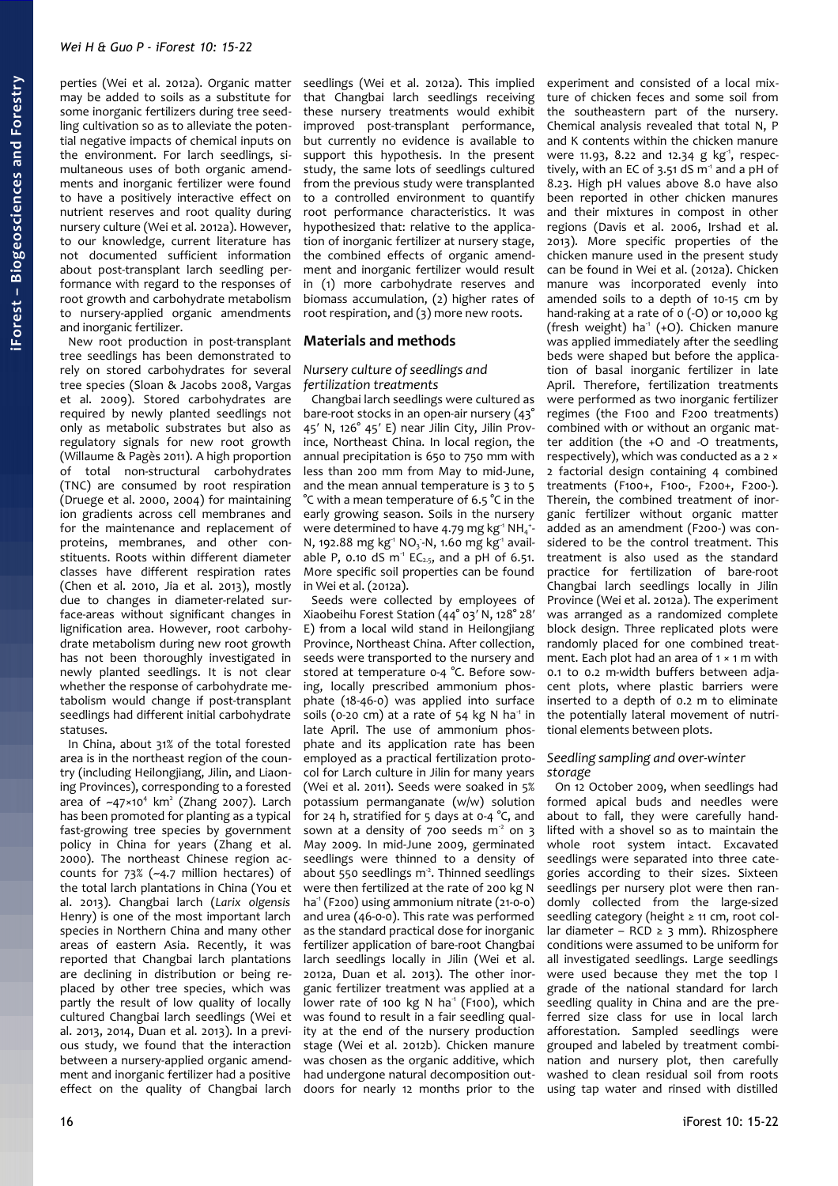perties (Wei et al. 2012a). Organic matter may be added to soils as a substitute for some inorganic fertilizers during tree seedling cultivation so as to alleviate the potential negative impacts of chemical inputs on the environment. For larch seedlings, simultaneous uses of both organic amendments and inorganic fertilizer were found to have a positively interactive effect on nutrient reserves and root quality during nursery culture (Wei et al. 2012a). However, to our knowledge, current literature has not documented sufficient information about post-transplant larch seedling performance with regard to the responses of root growth and carbohydrate metabolism to nursery-applied organic amendments and inorganic fertilizer.

New root production in post-transplant tree seedlings has been demonstrated to rely on stored carbohydrates for several tree species (Sloan & Jacobs 2008, Vargas et al. 2009). Stored carbohydrates are required by newly planted seedlings not only as metabolic substrates but also as regulatory signals for new root growth (Willaume & Pagès 2011). A high proportion of total non-structural carbohydrates (TNC) are consumed by root respiration (Druege et al. 2000, 2004) for maintaining ion gradients across cell membranes and for the maintenance and replacement of proteins, membranes, and other constituents. Roots within different diameter classes have different respiration rates (Chen et al. 2010, Jia et al. 2013), mostly due to changes in diameter-related surface-areas without significant changes in lignification area. However, root carbohydrate metabolism during new root growth has not been thoroughly investigated in newly planted seedlings. It is not clear whether the response of carbohydrate metabolism would change if post-transplant seedlings had different initial carbohydrate statuses.

In China, about 31% of the total forested area is in the northeast region of the country (including Heilongjiang, Jilin, and Liaoning Provinces), corresponding to a forested area of ~$47 \times 10^4$ km$^2$ (Zhang 2007). Larch has been promoted for planting as a typical fast-growing tree species by government policy in China for years (Zhang et al. 2000). The northeast Chinese region accounts for 73% (~4.7 million hectares) of the total larch plantations in China (You et al. 2013). Changbai larch (*Larix olgensis* Henry) is one of the most important larch species in Northern China and many other areas of eastern Asia. Recently, it was reported that Changbai larch plantations are declining in distribution or being replaced by other tree species, which was partly the result of low quality of locally cultured Changbai larch seedlings (Wei et al. 2013, 2014, Duan et al. 2013). In a previous study, we found that the interaction between a nursery-applied organic amendment and inorganic fertilizer had a positive effect on the quality of Changbai larch seedlings (Wei et al. 2012a). This implied that Changbai larch seedlings receiving these nursery treatments would exhibit improved post-transplant performance, but currently no evidence is available to support this hypothesis. In the present study, the same lots of seedlings cultured from the previous study were transplanted to a controlled environment to quantify root performance characteristics. It was hypothesized that: relative to the application of inorganic fertilizer at nursery stage, the combined effects of organic amendment and inorganic fertilizer would result in (1) more carbohydrate reserves and biomass accumulation, (2) higher rates of root respiration, and (3) more new roots.

## Materials and methods

### *Nursery culture of seedlings and fertilization treatments*

Changbai larch seedlings were cultured as bare-root stocks in an open-air nursery (43° 45′ N, 126° 45′ E) near Jilin City, Jilin Province, Northeast China. In local region, the annual precipitation is 650 to 750 mm with less than 200 mm from May to mid-June, and the mean annual temperature is 3 to 5 °C with a mean temperature of 6.5 °C in the early growing season. Soils in the nursery were determined to have 4.79 mg kg$^{-1}$ $NH_4^+$-N, 192.88 mg kg$^{-1}$ $NO_3^-$-N, 1.60 mg kg$^{-1}$ available P, 0.10 dS m$^{-1}$ $EC_{2.5}$, and a pH of 6.51. More specific soil properties can be found in Wei et al. (2012a).

Seeds were collected by employees of Xiaobeihu Forest Station (44° 03′ N, 128° 28′ E) from a local wild stand in Heilongjiang Province, Northeast China. After collection, seeds were transported to the nursery and stored at temperature 0-4 °C. Before sowing, locally prescribed ammonium phosphate (18-46-0) was applied into surface soils (0-20 cm) at a rate of 54 kg N ha$^{-1}$ in late April. The use of ammonium phosphate and its application rate has been employed as a practical fertilization protocol for Larch culture in Jilin for many years (Wei et al. 2011). Seeds were soaked in 5% potassium permanganate (w/w) solution for 24 h, stratified for 5 days at 0-4 °C, and sown at a density of 700 seeds m$^{-2}$ on 3 May 2009. In mid-June 2009, germinated seedlings were thinned to a density of about 550 seedlings m$^{-2}$. Thinned seedlings were then fertilized at the rate of 200 kg N ha$^{-1}$ (F200) using ammonium nitrate (21-0-0) and urea (46-0-0). This rate was performed as the standard practical dose for inorganic fertilizer application of bare-root Changbai larch seedlings locally in Jilin (Wei et al. 2012a, Duan et al. 2013). The other inorganic fertilizer treatment was applied at a lower rate of 100 kg N ha$^{-1}$ (F100), which was found to result in a fair seedling quality at the end of the nursery production stage (Wei et al. 2012b). Chicken manure was chosen as the organic additive, which had undergone natural decomposition outdoors for nearly 12 months prior to the experiment and consisted of a local mixture of chicken feces and some soil from the southeastern part of the nursery. Chemical analysis revealed that total N, P and K contents within the chicken manure were 11.93, 8.22 and 12.34 g kg$^{-1}$, respectively, with an EC of 3.51 dS m$^{-1}$ and a pH of 8.23. High pH values above 8.0 have also been reported in other chicken manures and their mixtures in compost in other regions (Davis et al. 2006, Irshad et al. 2013). More specific properties of the chicken manure used in the present study can be found in Wei et al. (2012a). Chicken manure was incorporated evenly into amended soils to a depth of 10-15 cm by hand-raking at a rate of 0 (-O) or 10,000 kg (fresh weight) ha$^{-1}$ (+O). Chicken manure was applied immediately after the seedling beds were shaped but before the application of basal inorganic fertilizer in late April. Therefore, fertilization treatments were performed as two inorganic fertilizer regimes (the F100 and F200 treatments) combined with or without an organic matter addition (the +O and -O treatments, respectively), which was conducted as a 2 × 2 factorial design containing 4 combined treatments (F100+, F100-, F200+, F200-). Therein, the combined treatment of inorganic fertilizer without organic matter added as an amendment (F200-) was considered to be the control treatment. This treatment is also used as the standard practice for fertilization of bare-root Changbai larch seedlings locally in Jilin Province (Wei et al. 2012a). The experiment was arranged as a randomized complete block design. Three replicated plots were randomly placed for one combined treatment. Each plot had an area of 1 × 1 m with 0.1 to 0.2 m-width buffers between adjacent plots, where plastic barriers were inserted to a depth of 0.2 m to eliminate the potentially lateral movement of nutritional elements between plots.

### *Seedling sampling and over-winter storage*

On 12 October 2009, when seedlings had formed apical buds and needles were about to fall, they were carefully hand-lifted with a shovel so as to maintain the whole root system intact. Excavated seedlings were separated into three categories according to their sizes. Sixteen seedlings per nursery plot were then randomly collected from the large-sized seedling category (height ≥ 11 cm, root collar diameter – RCD ≥ 3 mm). Rhizosphere conditions were assumed to be uniform for all investigated seedlings. Large seedlings were used because they met the top I grade of the national standard for larch seedling quality in China and are the preferred size class for use in local larch afforestation. Sampled seedlings were grouped and labeled by treatment combination and nursery plot, then carefully washed to clean residual soil from roots using tap water and rinsed with distilled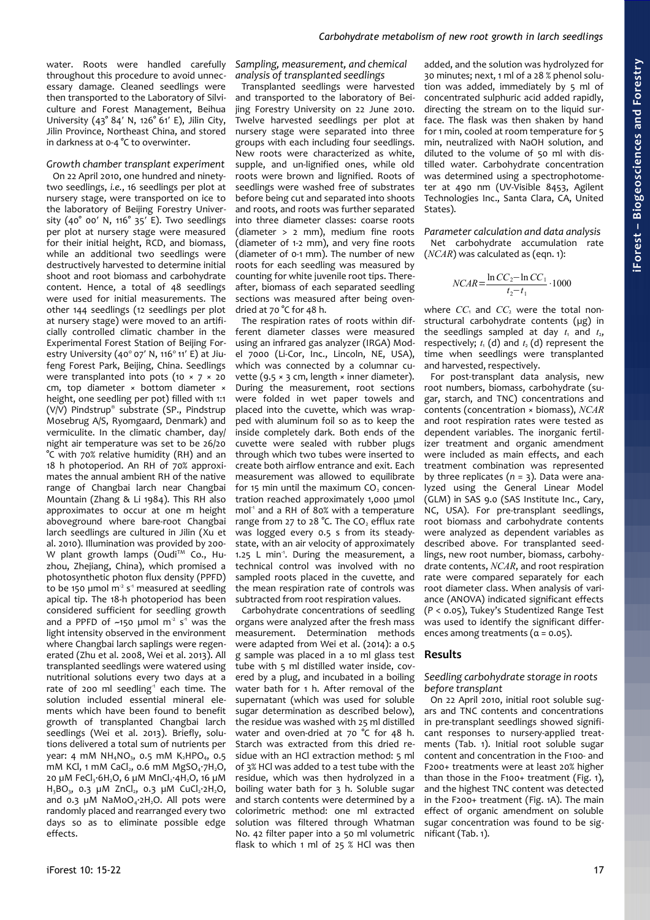water. Roots were handled carefully throughout this procedure to avoid unnecessary damage. Cleaned seedlings were then transported to the Laboratory of Silviculture and Forest Management, Beihua University (43° 84′ N, 126° 61′ E), Jilin City, Jilin Province, Northeast China, and stored in darkness at 0-4 °C to overwinter.

### Growth chamber transplant experiment

On 22 April 2010, one hundred and ninety-two seedlings, *i.e.*, 16 seedlings per plot at nursery stage, were transported on ice to the laboratory of Beijing Forestry University (40° 00′ N, 116° 35′ E). Two seedlings per plot at nursery stage were measured for their initial height, RCD, and biomass, while an additional two seedlings were destructively harvested to determine initial shoot and root biomass and carbohydrate content. Hence, a total of 48 seedlings were used for initial measurements. The other 144 seedlings (12 seedlings per plot at nursery stage) were moved to an artificially controlled climatic chamber in the Experimental Forest Station of Beijing Forestry University (40° 07′ N, 116° 11′ E) at Jiufeng Forest Park, Beijing, China. Seedlings were transplanted into pots (10 × 7 × 20 cm, top diameter × bottom diameter × height, one seedling per pot) filled with 1:1 (V/V) Pindstrup® substrate (SP., Pindstrup Mosebrug A/S, Ryomgaard, Denmark) and vermiculite. In the climatic chamber, day/night air temperature was set to be 26/20 °C with 70% relative humidity (RH) and an 18 h photoperiod. An RH of 70% approximates the annual ambient RH of the native range of Changbai larch near Changbai Mountain (Zhang & Li 1984). This RH also approximates to occur at one m height aboveground where bare-root Changbai larch seedlings are cultured in Jilin (Xu et al. 2010). Illumination was provided by 200-W plant growth lamps (Oudi™ Co., Huzhou, Zhejiang, China), which promised a photosynthetic photon flux density (PPFD) to be 150 μmol m$^{-2}$ s$^{-1}$ measured at seedling apical tip. The 18-h photoperiod has been considered sufficient for seedling growth and a PPFD of ~150 μmol m$^{-2}$ s$^{-1}$ was the light intensity observed in the environment where Changbai larch saplings were regenerated (Zhu et al. 2008, Wei et al. 2013). All transplanted seedlings were watered using nutritional solutions every two days at a rate of 200 ml seedling$^{-1}$ each time. The solution included essential mineral elements which have been found to benefit growth of transplanted Changbai larch seedlings (Wei et al. 2013). Briefly, solutions delivered a total sum of nutrients per year: 4 mM $NH_4NO_3$, 0.5 mM $K_2HPO_4$, 0.5 mM KCl, 1 mM $CaCl_2$, 0.6 mM $MgSO_4 \cdot 7H_2O$, 20 μM $FeCl_3 \cdot 6H_2O$, 6 μM $MnCl_2 \cdot 4H_2O$, 16 μM $H_3BO_3$, 0.3 μM $ZnCl_2$, 0.3 μM $CuCl_2 \cdot 2H_2O$, and 0.3 μM $NaMoO_4 \cdot 2H_2O$. All pots were randomly placed and rearranged every two days so as to eliminate possible edge effects.

### Sampling, measurement, and chemical analysis of transplanted seedlings

Transplanted seedlings were harvested and transported to the laboratory of Beijing Forestry University on 22 June 2010. Twelve harvested seedlings per plot at nursery stage were separated into three groups with each including four seedlings. New roots were characterized as white, supple, and un-lignified ones, while old roots were brown and lignified. Roots of seedlings were washed free of substrates before being cut and separated into shoots and roots, and roots was further separated into three diameter classes: coarse roots (diameter > 2 mm), medium fine roots (diameter of 1-2 mm), and very fine roots (diameter of 0-1 mm). The number of new roots for each seedling was measured by counting for white juvenile root tips. Thereafter, biomass of each separated seedling sections was measured after being oven-dried at 70 °C for 48 h.

The respiration rates of roots within different diameter classes were measured using an infrared gas analyzer (IRGA) Model 7000 (Li-Cor, Inc., Lincoln, NE, USA), which was connected by a columnar cuvette (9.5 × 3 cm, length × inner diameter). During the measurement, root sections were folded in wet paper towels and placed into the cuvette, which was wrapped with aluminum foil so as to keep the inside completely dark. Both ends of the cuvette were sealed with rubber plugs through which two tubes were inserted to create both airflow entrance and exit. Each measurement was allowed to equilibrate for 15 min until the maximum $CO_2$ concentration reached approximately 1,000 μmol mol$^{-1}$ and a RH of 80% with a temperature range from 27 to 28 °C. The $CO_2$ efflux rate was logged every 0.5 s from its steady-state, with an air velocity of approximately 1.25 L min$^{-1}$. During the measurement, a technical control was involved with no sampled roots placed in the cuvette, and the mean respiration rate of controls was subtracted from root respiration values.

Carbohydrate concentrations of seedling organs were analyzed after the fresh mass measurement. Determination methods were adapted from Wei et al. (2014): a 0.5 g sample was placed in a 10 ml glass test tube with 5 ml distilled water inside, covered by a plug, and incubated in a boiling water bath for 1 h. After removal of the supernatant (which was used for soluble sugar determination as described below), the residue was washed with 25 ml distilled water and oven-dried at 70 °C for 48 h. Starch was extracted from this dried residue with an HCl extraction method: 5 ml of 3% HCl was added to a test tube with the residue, which was then hydrolyzed in a boiling water bath for 3 h. Soluble sugar and starch contents were determined by a colorimetric method: one ml extracted solution was filtered through Whatman No. 42 filter paper into a 50 ml volumetric flask to which 1 ml of 25 % HCl was then added, and the solution was hydrolyzed for 30 minutes; next, 1 ml of a 28 % phenol solution was added, immediately by 5 ml of concentrated sulphuric acid added rapidly, directing the stream on to the liquid surface. The flask was then shaken by hand for 1 min, cooled at room temperature for 5 min, neutralized with NaOH solution, and diluted to the volume of 50 ml with distilled water. Carbohydrate concentration was determined using a spectrophotometer at 490 nm (UV-Visible 8453, Agilent Technologies Inc., Santa Clara, CA, United States).

### Parameter calculation and data analysis

Net carbohydrate accumulation rate (*NCAR*) was calculated as (eqn. 1):

$$NCAR = \frac{\ln CC_2 - \ln CC_1}{t_2 - t_1} \cdot 1000$$

where $CC_1$ and $CC_2$ were the total non-structural carbohydrate contents (μg) in the seedlings sampled at day $t_1$ and $t_2$, respectively; $t_1$ (d) and $t_2$ (d) represent the time when seedlings were transplanted and harvested, respectively.

For post-transplant data analysis, new root numbers, biomass, carbohydrate (sugar, starch, and TNC) concentrations and contents (concentration × biomass), *NCAR* and root respiration rates were tested as dependent variables. The inorganic fertilizer treatment and organic amendment were included as main effects, and each treatment combination was represented by three replicates ($n = 3$). Data were analyzed using the General Linear Model (GLM) in SAS 9.0 (SAS Institute Inc., Cary, NC, USA). For pre-transplant seedlings, root biomass and carbohydrate contents were analyzed as dependent variables as described above. For transplanted seedlings, new root number, biomass, carbohydrate contents, *NCAR*, and root respiration rate were compared separately for each root diameter class. When analysis of variance (ANOVA) indicated significant effects ($P < 0.05$), Tukey's Studentized Range Test was used to identify the significant differences among treatments ($\alpha = 0.05$).

## Results

### Seedling carbohydrate storage in roots before transplant

On 22 April 2010, initial root soluble sugars and TNC contents and concentrations in pre-transplant seedlings showed significant responses to nursery-applied treatments (Tab. 1). Initial root soluble sugar content and concentration in the F100- and F200+ treatments were at least 20% higher than those in the F100+ treatment (Fig. 1), and the highest TNC content was detected in the F200+ treatment (Fig. 1A). The main effect of organic amendment on soluble sugar concentration was found to be significant (Tab. 1).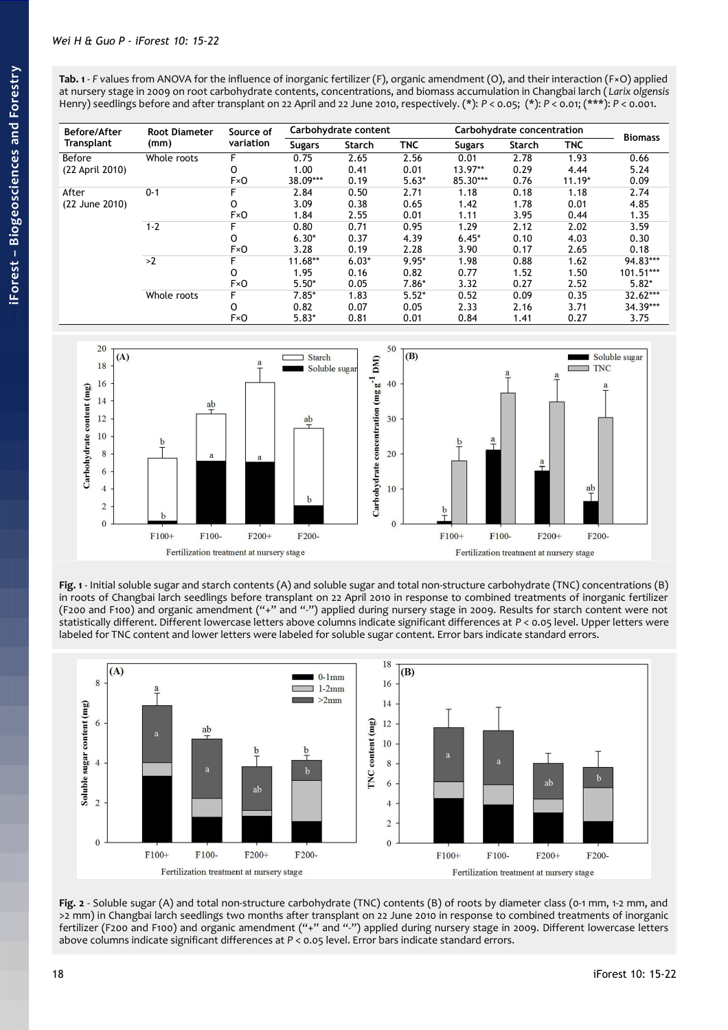**Tab. 1** - *F* values from ANOVA for the influence of inorganic fertilizer (F), organic amendment (O), and their interaction (F×O) applied at nursery stage in 2009 on root carbohydrate contents, concentrations, and biomass accumulation in Changbai larch (*Larix olgensis* Henry) seedlings before and after transplant on 22 April and 22 June 2010, respectively. (*): *P* < 0.05; (*): *P* < 0.01; (***): *P* < 0.001.

| Before/After Transplant | Root Diameter (mm) | Source of variation | Carbohydrate content | | | Carbohydrate concentration | | | Biomass |
|---|---|---|---|---|---|---|---|---|---|
| | | | Sugars | Starch | TNC | Sugars | Starch | TNC | |
| Before | Whole roots | F | 0.75 | 2.65 | 2.56 | 0.01 | 2.78 | 1.93 | 0.66 |
| (22 April 2010) | | O | 1.00 | 0.41 | 0.01 | 13.97** | 0.29 | 4.44 | 5.24 |
| | | F×O | 38.09*** | 0.19 | 5.63* | 85.30*** | 0.76 | 11.19* | 0.09 |
| After | 0-1 | F | 2.84 | 0.50 | 2.71 | 1.18 | 0.18 | 1.18 | 2.74 |
| (22 June 2010) | | O | 3.09 | 0.38 | 0.65 | 1.42 | 1.78 | 0.01 | 4.85 |
| | | F×O | 1.84 | 2.55 | 0.01 | 1.11 | 3.95 | 0.44 | 1.35 |
| | 1-2 | F | 0.80 | 0.71 | 0.95 | 1.29 | 2.12 | 2.02 | 3.59 |
| | | O | 6.30* | 0.37 | 4.39 | 6.45* | 0.10 | 4.03 | 0.30 |
| | | F×O | 3.28 | 0.19 | 2.28 | 3.90 | 0.17 | 2.65 | 0.18 |
| | >2 | F | 11.68** | 6.03* | 9.95* | 1.98 | 0.88 | 1.62 | 94.83*** |
| | | O | 1.95 | 0.16 | 0.82 | 0.77 | 1.52 | 1.50 | 101.51*** |
| | | F×O | 5.50* | 0.05 | 7.86* | 3.32 | 0.27 | 2.52 | 5.82* |
| | Whole roots | F | 7.85* | 1.83 | 5.52* | 0.52 | 0.09 | 0.35 | 32.62*** |
| | | O | 0.82 | 0.07 | 0.05 | 2.33 | 2.16 | 3.71 | 34.39*** |
| | | F×O | 5.83* | 0.81 | 0.01 | 0.84 | 1.41 | 0.27 | 3.75 |

**Fig. 1** - Initial soluble sugar and starch contents (A) and soluble sugar and total non-structure carbohydrate (TNC) concentrations (B) in roots of Changbai larch seedlings before transplant on 22 April 2010 in response to combined treatments of inorganic fertilizer (F200 and F100) and organic amendment ("+" and "-") applied during nursery stage in 2009. Results for starch content were not statistically different. Different lowercase letters above columns indicate significant differences at *P* < 0.05 level. Upper letters were labeled for TNC content and lower letters were labeled for soluble sugar content. Error bars indicate standard errors.

**Fig. 2** - Soluble sugar (A) and total non-structure carbohydrate (TNC) contents (B) of roots by diameter class (0-1 mm, 1-2 mm, and >2 mm) in Changbai larch seedlings two months after transplant on 22 June 2010 in response to combined treatments of inorganic fertilizer (F200 and F100) and organic amendment ("+" and "-") applied during nursery stage in 2009. Different lowercase letters above columns indicate significant differences at *P* < 0.05 level. Error bars indicate standard errors.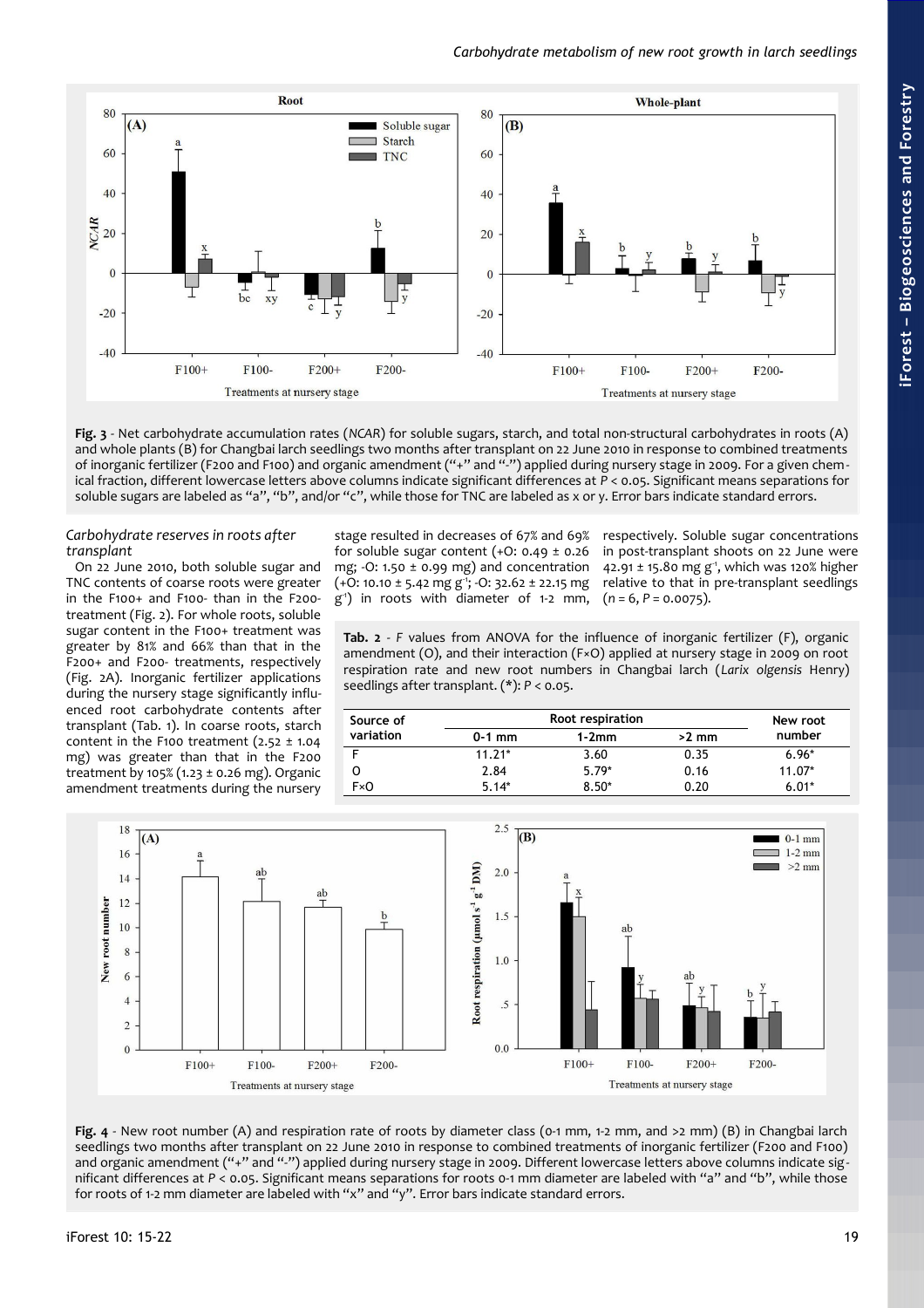Fig. 3 - Net carbohydrate accumulation rates (*NCAR*) for soluble sugars, starch, and total non-structural carbohydrates in roots (A) and whole plants (B) for Changbai larch seedlings two months after transplant on 22 June 2010 in response to combined treatments of inorganic fertilizer (F200 and F100) and organic amendment ("+" and "-") applied during nursery stage in 2009. For a given chemical fraction, different lowercase letters above columns indicate significant differences at $P < 0.05$. Significant means separations for soluble sugars are labeled as "a", "b", and/or "c", while those for TNC are labeled as x or y. Error bars indicate standard errors.

### Carbohydrate reserves in roots after transplant

On 22 June 2010, both soluble sugar and TNC contents of coarse roots were greater in the F100+ and F100- than in the F200- treatment (Fig. 2). For whole roots, soluble sugar content in the F100+ treatment was greater by 81% and 66% than that in the F200+ and F200- treatments, respectively (Fig. 2A). Inorganic fertilizer applications during the nursery stage significantly influenced root carbohydrate contents after transplant (Tab. 1). In coarse roots, starch content in the F100 treatment (2.52 ± 1.04 mg) was greater than that in the F200 treatment by 105% (1.23 ± 0.26 mg). Organic amendment treatments during the nursery stage resulted in decreases of 67% and 69% for soluble sugar content (+O: 0.49 ± 0.26 mg; -O: 1.50 ± 0.99 mg) and concentration (+O: 10.10 ± 5.42 mg $g^{-1}$; -O: 32.62 ± 22.15 mg $g^{-1}$) in roots with diameter of 1-2 mm, respectively. Soluble sugar concentrations in post-transplant shoots on 22 June were 42.91 ± 15.80 mg $g^{-1}$, which was 120% higher relative to that in pre-transplant seedlings ($n = 6$, $P = 0.0075$).

Tab. 2 - *F* values from ANOVA for the influence of inorganic fertilizer (F), organic amendment (O), and their interaction (F×O) applied at nursery stage in 2009 on root respiration rate and new root numbers in Changbai larch (*Larix olgensis* Henry) seedlings after transplant. (*): $P < 0.05$.

| Source of variation | Root respiration | | | New root number |
|---|---|---|---|---|
| | 0-1 mm | 1-2mm | >2 mm | |
| F | 11.21* | 3.60 | 0.35 | 6.96* |
| O | 2.84 | 5.79* | 0.16 | 11.07* |
| F×O | 5.14* | 8.50* | 0.20 | 6.01* |

Fig. 4 - New root number (A) and respiration rate of roots by diameter class (0-1 mm, 1-2 mm, and >2 mm) (B) in Changbai larch seedlings two months after transplant on 22 June 2010 in response to combined treatments of inorganic fertilizer (F200 and F100) and organic amendment ("+" and "-") applied during nursery stage in 2009. Different lowercase letters above columns indicate significant differences at $P < 0.05$. Significant means separations for roots 0-1 mm diameter are labeled with "a" and "b", while those for roots of 1-2 mm diameter are labeled with "x" and "y". Error bars indicate standard errors.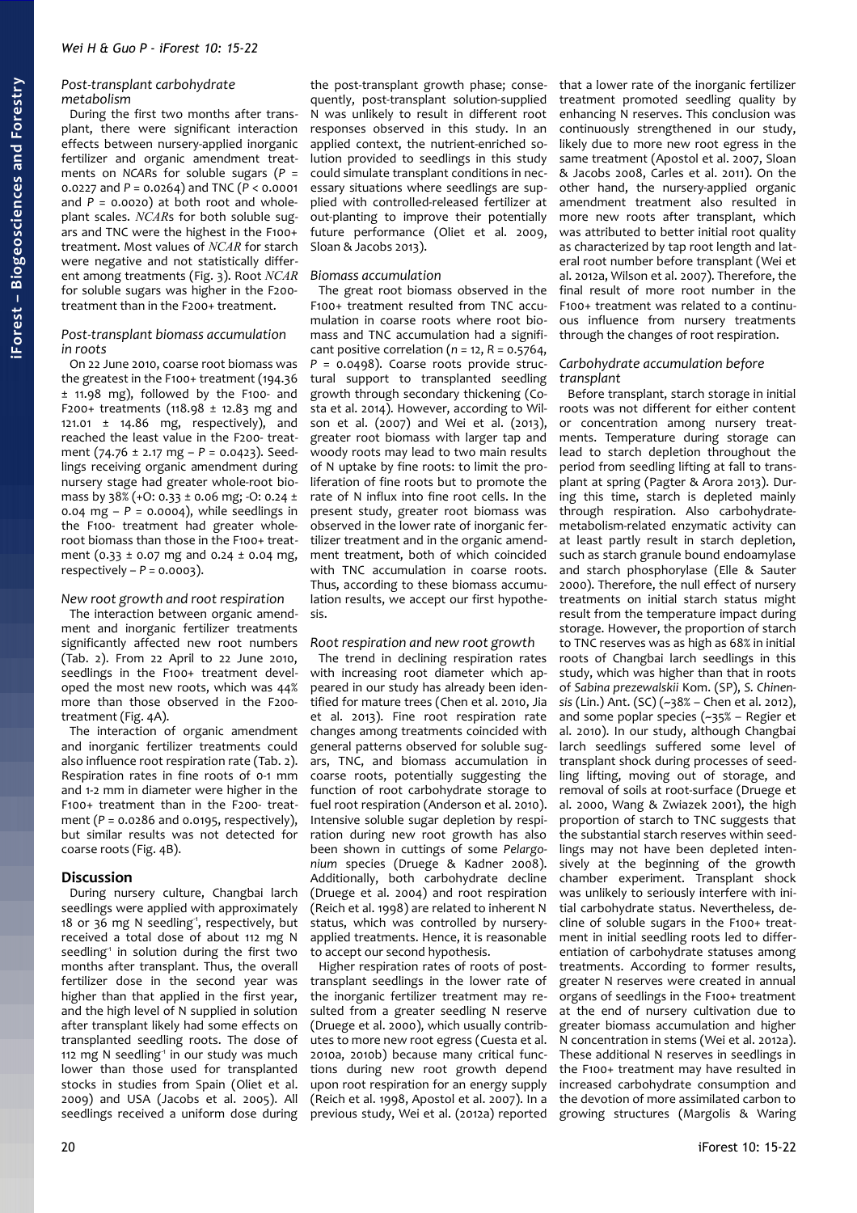### Post-transplant carbohydrate metabolism

During the first two months after transplant, there were significant interaction effects between nursery-applied inorganic fertilizer and organic amendment treatments on *NCAR*s for soluble sugars ($P$ = 0.0227 and $P$ = 0.0264) and TNC ($P$ < 0.0001 and $P$ = 0.0020) at both root and whole-plant scales. *NCAR*s for both soluble sugars and TNC were the highest in the F100+ treatment. Most values of *NCAR* for starch were negative and not statistically different among treatments (Fig. 3). Root *NCAR* for soluble sugars was higher in the F200- treatment than in the F200+ treatment.

### Post-transplant biomass accumulation in roots

On 22 June 2010, coarse root biomass was the greatest in the F100+ treatment (194.36 ± 11.98 mg), followed by the F100- and F200+ treatments (118.98 ± 12.83 mg and 121.01 ± 14.86 mg, respectively), and reached the least value in the F200- treatment (74.76 ± 2.17 mg – $P$ = 0.0423). Seedlings receiving organic amendment during nursery stage had greater whole-root biomass by 38% (+O: 0.33 ± 0.06 mg; -O: 0.24 ± 0.04 mg – $P$ = 0.0004), while seedlings in the F100- treatment had greater whole-root biomass than those in the F100+ treatment (0.33 ± 0.07 mg and 0.24 ± 0.04 mg, respectively – $P$ = 0.0003).

### New root growth and root respiration

The interaction between organic amendment and inorganic fertilizer treatments significantly affected new root numbers (Tab. 2). From 22 April to 22 June 2010, seedlings in the F100+ treatment developed the most new roots, which was 44% more than those observed in the F200- treatment (Fig. 4A).

The interaction of organic amendment and inorganic fertilizer treatments could also influence root respiration rate (Tab. 2). Respiration rates in fine roots of 0-1 mm and 1-2 mm in diameter were higher in the F100+ treatment than in the F200- treatment ($P$ = 0.0286 and 0.0195, respectively), but similar results was not detected for coarse roots (Fig. 4B).

## Discussion

During nursery culture, Changbai larch seedlings were applied with approximately 18 or 36 mg N seedling$^{-1}$, respectively, but received a total dose of about 112 mg N seedling$^{-1}$ in solution during the first two months after transplant. Thus, the overall fertilizer dose in the second year was higher than that applied in the first year, and the high level of N supplied in solution after transplant likely had some effects on transplanted seedling roots. The dose of 112 mg N seedling$^{-1}$ in our study was much lower than those used for transplanted stocks in studies from Spain (Oliet et al. 2009) and USA (Jacobs et al. 2005). All seedlings received a uniform dose during the post-transplant growth phase; consequently, post-transplant solution-supplied N was unlikely to result in different root responses observed in this study. In an applied context, the nutrient-enriched solution provided to seedlings in this study could simulate transplant conditions in necessary situations where seedlings are supplied with controlled-released fertilizer at out-planting to improve their potentially future performance (Oliet et al. 2009, Sloan & Jacobs 2013).

### Biomass accumulation

The great root biomass observed in the F100+ treatment resulted from TNC accumulation in coarse roots where root biomass and TNC accumulation had a significant positive correlation ($n$ = 12, $R$ = 0.5764, $P$ = 0.0498). Coarse roots provide structural support to transplanted seedling growth through secondary thickening (Costa et al. 2014). However, according to Wilson et al. (2007) and Wei et al. (2013), greater root biomass with larger tap and woody roots may lead to two main results of N uptake by fine roots: to limit the proliferation of fine roots but to promote the rate of N influx into fine root cells. In the present study, greater root biomass was observed in the lower rate of inorganic fertilizer treatment and in the organic amendment treatment, both of which coincided with TNC accumulation in coarse roots. Thus, according to these biomass accumulation results, we accept our first hypothesis.

### Root respiration and new root growth

The trend in declining respiration rates with increasing root diameter which appeared in our study has already been identified for mature trees (Chen et al. 2010, Jia et al. 2013). Fine root respiration rate changes among treatments coincided with general patterns observed for soluble sugars, TNC, and biomass accumulation in coarse roots, potentially suggesting the function of root carbohydrate storage to fuel root respiration (Anderson et al. 2010). Intensive soluble sugar depletion by respiration during new root growth has also been shown in cuttings of some *Pelargonium* species (Druege & Kadner 2008). Additionally, both carbohydrate decline (Druege et al. 2004) and root respiration (Reich et al. 1998) are related to inherent N status, which was controlled by nursery-applied treatments. Hence, it is reasonable to accept our second hypothesis.

Higher respiration rates of roots of post-transplant seedlings in the lower rate of the inorganic fertilizer treatment may resulted from a greater seedling N reserve (Druege et al. 2000), which usually contributes to more new root egress (Cuesta et al. 2010a, 2010b) because many critical functions during new root growth depend upon root respiration for an energy supply (Reich et al. 1998, Apostol et al. 2007). In a previous study, Wei et al. (2012a) reported that a lower rate of the inorganic fertilizer treatment promoted seedling quality by enhancing N reserves. This conclusion was continuously strengthened in our study, likely due to more new root egress in the same treatment (Apostol et al. 2007, Sloan & Jacobs 2008, Carles et al. 2011). On the other hand, the nursery-applied organic amendment treatment also resulted in more new roots after transplant, which was attributed to better initial root quality as characterized by tap root length and lateral root number before transplant (Wei et al. 2012a, Wilson et al. 2007). Therefore, the final result of more root number in the F100+ treatment was related to a continuous influence from nursery treatments through the changes of root respiration.

### Carbohydrate accumulation before transplant

Before transplant, starch storage in initial roots was not different for either content or concentration among nursery treatments. Temperature during storage can lead to starch depletion throughout the period from seedling lifting at fall to transplant at spring (Pagter & Arora 2013). During this time, starch is depleted mainly through respiration. Also carbohydrate-metabolism-related enzymatic activity can at least partly result in starch depletion, such as starch granule bound endoamylase and starch phosphorylase (Elle & Sauter 2000). Therefore, the null effect of nursery treatments on initial starch status might result from the temperature impact during storage. However, the proportion of starch to TNC reserves was as high as 68% in initial roots of Changbai larch seedlings in this study, which was higher than that in roots of *Sabina prezewalskii* Kom. (SP), *S. Chinensis* (Lin.) Ant. (SC) (~38% – Chen et al. 2012), and some poplar species (~35% – Regier et al. 2010). In our study, although Changbai larch seedlings suffered some level of transplant shock during processes of seedling lifting, moving out of storage, and removal of soils at root-surface (Druege et al. 2000, Wang & Zwiazek 2001), the high proportion of starch to TNC suggests that the substantial starch reserves within seedlings may not have been depleted intensively at the beginning of the growth chamber experiment. Transplant shock was unlikely to seriously interfere with initial carbohydrate status. Nevertheless, decline of soluble sugars in the F100+ treatment in initial seedling roots led to differentiation of carbohydrate statuses among treatments. According to former results, greater N reserves were created in annual organs of seedlings in the F100+ treatment at the end of nursery cultivation due to greater biomass accumulation and higher N concentration in stems (Wei et al. 2012a). These additional N reserves in seedlings in the F100+ treatment may have resulted in increased carbohydrate consumption and the devotion of more assimilated carbon to growing structures (Margolis & Waring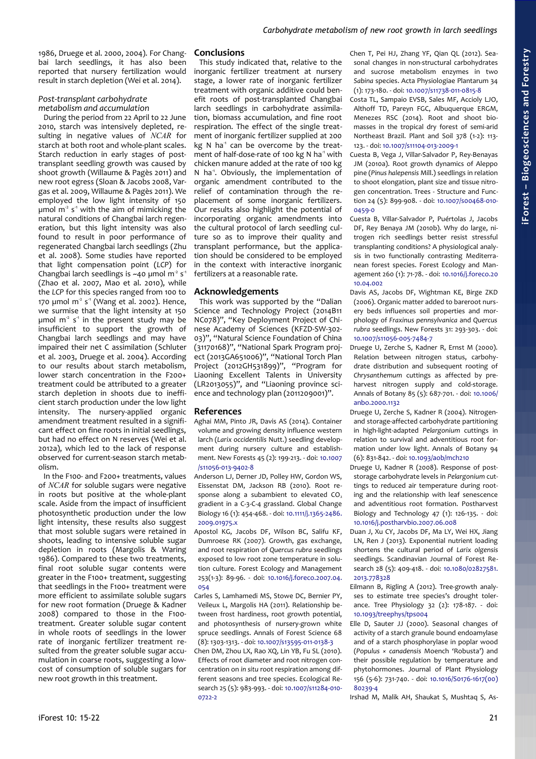1986, Druege et al. 2000, 2004). For Changbai larch seedlings, it has also been reported that nursery fertilization would result in starch depletion (Wei et al. 2014).

### *Post-transplant carbohydrate metabolism and accumulation*

During the period from 22 April to 22 June 2010, starch was intensively depleted, resulting in negative values of *NCAR* for starch at both root and whole-plant scales. Starch reduction in early stages of post-transplant seedling growth was caused by shoot growth (Willaume & Pagès 2011) and new root egress (Sloan & Jacobs 2008, Vargas et al. 2009, Willaume & Pagès 2011). We employed the low light intensity of 150 µmol $m^{-2}$ $s^{-1}$ with the aim of mimicking the natural conditions of Changbai larch regeneration, but this light intensity was also found to result in poor performance of regenerated Changbai larch seedlings (Zhu et al. 2008). Some studies have reported that light compensation point (*LCP*) for Changbai larch seedlings is ~40 µmol $m^{-2}$ $s^{-1}$ (Zhao et al. 2007, Mao et al. 2010), while the *LCP* for this species ranged from 100 to 170 µmol $m^{-2}$ $s^{-1}$ (Wang et al. 2002). Hence, we surmise that the light intensity at 150 µmol $m^{-2}$ $s^{-1}$ in the present study may be insufficient to support the growth of Changbai larch seedlings and may have impaired their net C assimilation (Schluter et al. 2003, Druege et al. 2004). According to our results about starch metabolism, lower starch concentration in the F200+ treatment could be attributed to a greater starch depletion in shoots due to inefficient starch production under the low light intensity. The nursery-applied organic amendment treatment resulted in a significant effect on fine roots in initial seedlings, but had no effect on N reserves (Wei et al. 2012a), which led to the lack of response observed for current-season starch metabolism.

In the F100- and F200+ treatments, values of *NCAR* for soluble sugars were negative in roots but positive at the whole-plant scale. Aside from the impact of insufficient photosynthetic production under the low light intensity, these results also suggest that most soluble sugars were retained in shoots, leading to intensive soluble sugar depletion in roots (Margolis & Waring 1986). Compared to these two treatments, final root soluble sugar contents were greater in the F100+ treatment, suggesting that seedlings in the F100+ treatment were more efficient to assimilate soluble sugars for new root formation (Druege & Kadner 2008) compared to those in the F100- treatment. Greater soluble sugar content in whole roots of seedlings in the lower rate of inorganic fertilizer treatment resulted from the greater soluble sugar accumulation in coarse roots, suggesting a low-cost of consumption of soluble sugars for new root growth in this treatment.

## Conclusions

This study indicated that, relative to the inorganic fertilizer treatment at nursery stage, a lower rate of inorganic fertilizer treatment with organic additive could benefit roots of post-transplanted Changbai larch seedlings in carbohydrate assimilation, biomass accumulation, and fine root respiration. The effect of the single treatment of inorganic fertilizer supplied at 200 kg N $ha^{-1}$ can be overcome by the treatment of half-dose-rate of 100 kg N $ha^{-1}$ with chicken manure added at the rate of 100 kg N $ha^{-1}$. Obviously, the implementation of organic amendment contributed to the relief of contamination through the replacement of some inorganic fertilizers. Our results also highlight the potential of incorporating organic amendments into the cultural protocol of larch seedling culture so as to improve their quality and transplant performance, but the application should be considered to be employed in the context with interactive inorganic fertilizers at a reasonable rate.

## Acknowledgements

This work was supported by the "Dalian Science and Technology Project (2014B11 NC078)", "Key Deployment Project of Chinese Academy of Sciences (KFZD-SW-302-03)", "Natural Science Foundation of China (31170168)", "National Spark Program project (2013GA651006)", "National Torch Plan Project (2012GH531899)", "Program for Liaoning Excellent Talents in University (LR2013055)", and "Liaoning province science and technology plan (2011209001)".

## References

Aghai MM, Pinto JR, Davis AS (2014). Container volume and growing density influence western larch (*Larix occidentilis* Nutt.) seedling development during nursery culture and establishment. New Forests 45 (2): 199-213. - doi: 10.1007/s11056-013-9402-8

Anderson LJ, Derner JD, Polley HW, Gordon WS, Eissenstat DM, Jackson RB (2010). Root response along a subambient to elevated $CO_2$ gradient in a C-3-C-4 grassland. Global Change Biology 16 (1): 454-468. - doi: 10.1111/j.1365-2486.2009.01975.x

Apostol KG, Jacobs DF, Wilson BC, Salifu KF, Dumroese RK (2007). Growth, gas exchange, and root respiration of *Quercus rubra* seedlings exposed to low root zone temperature in solution culture. Forest Ecology and Management 253(1-3): 89-96. - doi: 10.1016/j.foreco.2007.04.054

Carles S, Lamhamedi MS, Stowe DC, Bernier PY, Veileux L, Margolis HA (2011). Relationship between frost hardiness, root growth potential, and photosynthesis of nursery-grown white spruce seedlings. Annals of Forest Science 68 (8): 1303-1313. - doi: 10.1007/s13595-011-0138-3

Chen DM, Zhou LX, Rao XQ, Lin YB, Fu SL (2010). Effects of root diameter and root nitrogen concentration on *in situ* root respiration among different seasons and tree species. Ecological Research 25 (5): 983-993. - doi: 10.1007/s11284-010-0722-2

Chen T, Pei HJ, Zhang YF, Qian QL (2012). Seasonal changes in non-structural carbohydrates and sucrose metabolism enzymes in two *Sabina* species. Acta Physiologiae Plantarum 34 (1): 173-180. - doi: 10.1007/s11738-011-0815-8

Costa TL, Sampaio EVSB, Sales MF, Accioly LJO, Althoff TD, Pareyn FGC, Albuquerque ERGM, Menezes RSC (2014). Root and shoot biomasses in the tropical dry forest of semi-arid Northeast Brazil. Plant and Soil 378 (1-2): 113-123. - doi: 10.1007/s11104-013-2009-1

Cuesta B, Vega J, Villar-Salvador P, Rey-Benayas JM (2010a). Root growth dynamics of Aleppo pine (*Pinus halepensis* Mill.) seedlings in relation to shoot elongation, plant size and tissue nitrogen concentration. Trees - Structure and Function 24 (5): 899-908. - doi: 10.1007/s00468-010-0459-0

Cuesta B, Villar-Salvador P, Puértolas J, Jacobs DF, Rey Benaya JM (2010b). Why do large, nitrogen rich seedlings better resist stressful transplanting conditions? A physiological analysis in two functionally contrasting Mediterranean forest species. Forest Ecology and Management 260 (1): 71-78. - doi: 10.1016/j.foreco.2010.04.002

Davis AS, Jacobs DF, Wightman KE, Birge ZKD (2006). Organic matter added to bareroot nursery beds influences soil properties and morphology of *Fraxinus pennsylvanica* and *Quercus rubra* seedlings. New Forests 31: 293-303. - doi: 10.1007/s11056-005-7484-7

Druege U, Zerche S, Kadner R, Ernst M (2000). Relation between nitrogen status, carbohydrate distribution and subsequent rooting of *Chrysanthemum* cuttings as affected by preharvest nitrogen supply and cold-storage. Annals of Botany 85 (5): 687-701. - doi: 10.1006/anbo.2000.1132

Druege U, Zerche S, Kadner R (2004). Nitrogen- and storage-affected carbohydrate partitioning in high-light-adapted *Pelargonium* cuttings in relation to survival and adventitious root formation under low light. Annals of Botany 94 (6): 831-842. - doi: 10.1093/aob/mch210

Druege U, Kadner R (2008). Response of post-storage carbohydrate levels in *Pelargonium* cuttings to reduced air temperature during rooting and the relationship with leaf senescence and adventitious root formation. Postharvest Biology and Technology 47 (1): 126-135. - doi: 10.1016/j.postharvbio.2007.06.008

Duan J, Xu CY, Jacobs DF, Ma LY, Wei HX, Jiang LN, Ren J (2013). Exponential nutrient loading shortens the cultural period of *Larix olgensis* seedlings. Scandinavian Journal of Forest Research 28 (5): 409-418. - doi: 10.1080/02827581.2013.778328

Eilmann B, Rigling A (2012). Tree-growth analyses to estimate tree species's drought tolerance. Tree Physiology 32 (2): 178-187. - doi: 10.1093/treephys/tps004

Elle D, Sauter JJ (2000). Seasonal changes of activity of a starch granule bound endoamylase and of a starch phosphorylase in poplar wood (*Populus × canadensis* Moench 'Robusta') and their possible regulation by temperature and phytohormones. Journal of Plant Physiology 156 (5-6): 731-740. - doi: 10.1016/S0176-1617(00)80239-4

Irshad M, Malik AH, Shaukat S, Mushtaq S, As-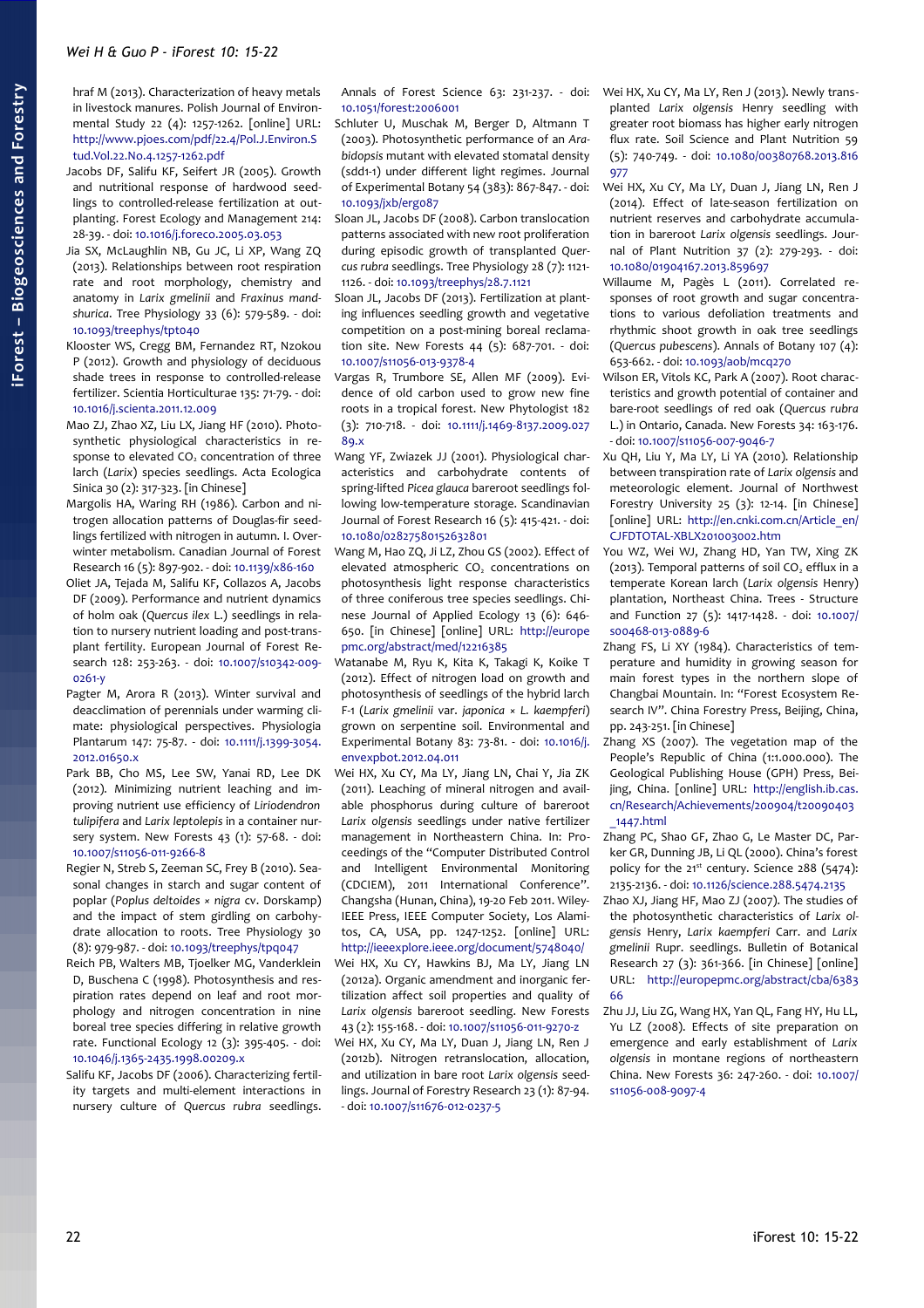hraf M (2013). Characterization of heavy metals in livestock manures. Polish Journal of Environmental Study 22 (4): 1257-1262. [online] URL: http://www.pjoes.com/pdf/22.4/Pol.J.Environ.Stud.Vol.22.No.4.1257-1262.pdf

Jacobs DF, Salifu KF, Seifert JR (2005). Growth and nutritional response of hardwood seedlings to controlled-release fertilization at outplanting. Forest Ecology and Management 214: 28-39. - doi: 10.1016/j.foreco.2005.03.053

Jia SX, McLaughlin NB, Gu JC, Li XP, Wang ZQ (2013). Relationships between root respiration rate and root morphology, chemistry and anatomy in *Larix gmelinii* and *Fraxinus mandshurica*. Tree Physiology 33 (6): 579-589. - doi: 10.1093/treephys/tpt040

Klooster WS, Cregg BM, Fernandez RT, Nzokou P (2012). Growth and physiology of deciduous shade trees in response to controlled-release fertilizer. Scientia Horticulturae 135: 71-79. - doi: 10.1016/j.scienta.2011.12.009

Mao ZJ, Zhao XZ, Liu LX, Jiang HF (2010). Photosynthetic physiological characteristics in response to elevated $CO_2$ concentration of three larch (*Larix*) species seedlings. Acta Ecologica Sinica 30 (2): 317-323. [in Chinese]

Margolis HA, Waring RH (1986). Carbon and nitrogen allocation patterns of Douglas-fir seedlings fertilized with nitrogen in autumn. I. Overwinter metabolism. Canadian Journal of Forest Research 16 (5): 897-902. - doi: 10.1139/x86-160

Oliet JA, Tejada M, Salifu KF, Collazos A, Jacobs DF (2009). Performance and nutrient dynamics of holm oak (*Quercus ilex* L.) seedlings in relation to nursery nutrient loading and post-transplant fertility. European Journal of Forest Research 128: 253-263. - doi: 10.1007/s10342-009-0261-y

Pagter M, Arora R (2013). Winter survival and deacclimation of perennials under warming climate: physiological perspectives. Physiologia Plantarum 147: 75-87. - doi: 10.1111/j.1399-3054.2012.01650.x

Park BB, Cho MS, Lee SW, Yanai RD, Lee DK (2012). Minimizing nutrient leaching and improving nutrient use efficiency of *Liriodendron tulipifera* and *Larix leptolepis* in a container nursery system. New Forests 43 (1): 57-68. - doi: 10.1007/s11056-011-9266-8

Regier N, Streb S, Zeeman SC, Frey B (2010). Seasonal changes in starch and sugar content of poplar (*Poplus deltoides × nigra* cv. Dorskamp) and the impact of stem girdling on carbohydrate allocation to roots. Tree Physiology 30 (8): 979-987. - doi: 10.1093/treephys/tpq047

Reich PB, Walters MB, Tjoelker MG, Vanderklein D, Buschena C (1998). Photosynthesis and respiration rates depend on leaf and root morphology and nitrogen concentration in nine boreal tree species differing in relative growth rate. Functional Ecology 12 (3): 395-405. - doi: 10.1046/j.1365-2435.1998.00209.x

Salifu KF, Jacobs DF (2006). Characterizing fertility targets and multi-element interactions in nursery culture of *Quercus rubra* seedlings. Annals of Forest Science 63: 231-237. - doi: 10.1051/forest:2006001

Schluter U, Muschak M, Berger D, Altmann T (2003). Photosynthetic performance of an *Arabidopsis* mutant with elevated stomatal density (sdd1-1) under different light regimes. Journal of Experimental Botany 54 (383): 867-847. - doi: 10.1093/jxb/erg087

Sloan JL, Jacobs DF (2008). Carbon translocation patterns associated with new root proliferation during episodic growth of transplanted *Quercus rubra* seedlings. Tree Physiology 28 (7): 1121-1126. - doi: 10.1093/treephys/28.7.1121

Sloan JL, Jacobs DF (2013). Fertilization at planting influences seedling growth and vegetative competition on a post-mining boreal reclamation site. New Forests 44 (5): 687-701. - doi: 10.1007/s11056-013-9378-4

Vargas R, Trumbore SE, Allen MF (2009). Evidence of old carbon used to grow new fine roots in a tropical forest. New Phytologist 182 (3): 710-718. - doi: 10.1111/j.1469-8137.2009.02789.x

Wang YF, Zwiazek JJ (2001). Physiological characteristics and carbohydrate contents of spring-lifted *Picea glauca* bareroot seedlings following low-temperature storage. Scandinavian Journal of Forest Research 16 (5): 415-421. - doi: 10.1080/02827580152632801

Wang M, Hao ZQ, Ji LZ, Zhou GS (2002). Effect of elevated atmospheric $CO_2$ concentrations on photosynthesis light response characteristics of three coniferous tree species seedlings. Chinese Journal of Applied Ecology 13 (6): 646-650. [in Chinese] [online] URL: http://europepmc.org/abstract/med/12216385

Watanabe M, Ryu K, Kita K, Takagi K, Koike T (2012). Effect of nitrogen load on growth and photosynthesis of seedlings of the hybrid larch F-1 (*Larix gmelinii* var. *japonica × L. kaempferi*) grown on serpentine soil. Environmental and Experimental Botany 83: 73-81. - doi: 10.1016/j.envexpbot.2012.04.011

Wei HX, Xu CY, Ma LY, Jiang LN, Chai Y, Jia ZK (2011). Leaching of mineral nitrogen and available phosphorus during culture of bareroot *Larix olgensis* seedlings under native fertilizer management in Northeastern China. In: Proceedings of the "Computer Distributed Control and Intelligent Environmental Monitoring (CDCIEM), 2011 International Conference". Changsha (Hunan, China), 19-20 Feb 2011. Wiley-IEEE Press, IEEE Computer Society, Los Alamitos, CA, USA, pp. 1247-1252. [online] URL: http://ieeexplore.ieee.org/document/5748040/

Wei HX, Xu CY, Hawkins BJ, Ma LY, Jiang LN (2012a). Organic amendment and inorganic fertilization affect soil properties and quality of *Larix olgensis* bareroot seedling. New Forests 43 (2): 155-168. - doi: 10.1007/s11056-011-9270-z

Wei HX, Xu CY, Ma LY, Duan J, Jiang LN, Ren J (2012b). Nitrogen retranslocation, allocation, and utilization in bare root *Larix olgensis* seedlings. Journal of Forestry Research 23 (1): 87-94. - doi: 10.1007/s11676-012-0237-5

Wei HX, Xu CY, Ma LY, Ren J (2013). Newly transplanted *Larix olgensis* Henry seedling with greater root biomass has higher early nitrogen flux rate. Soil Science and Plant Nutrition 59 (5): 740-749. - doi: 10.1080/00380768.2013.816977

Wei HX, Xu CY, Ma LY, Duan J, Jiang LN, Ren J (2014). Effect of late-season fertilization on nutrient reserves and carbohydrate accumulation in bareroot *Larix olgensis* seedlings. Journal of Plant Nutrition 37 (2): 279-293. - doi: 10.1080/01904167.2013.859697

Willaume M, Pagès L (2011). Correlated responses of root growth and sugar concentrations to various defoliation treatments and rhythmic shoot growth in oak tree seedlings (*Quercus pubescens*). Annals of Botany 107 (4): 653-662. - doi: 10.1093/aob/mcq270

Wilson ER, Vitols KC, Park A (2007). Root characteristics and growth potential of container and bare-root seedlings of red oak (*Quercus rubra* L.) in Ontario, Canada. New Forests 34: 163-176. - doi: 10.1007/s11056-007-9046-7

Xu QH, Liu Y, Ma LY, Li YA (2010). Relationship between transpiration rate of *Larix olgensis* and meteorologic element. Journal of Northwest Forestry University 25 (3): 12-14. [in Chinese] [online] URL: http://en.cnki.com.cn/Article_en/CJFDTOTAL-XBLX201003002.htm

You WZ, Wei WJ, Zhang HD, Yan TW, Xing ZK (2013). Temporal patterns of soil $CO_2$ efflux in a temperate Korean larch (*Larix olgensis* Henry) plantation, Northeast China. Trees - Structure and Function 27 (5): 1417-1428. - doi: 10.1007/s00468-013-0889-6

Zhang FS, Li XY (1984). Characteristics of temperature and humidity in growing season for main forest types in the northern slope of Changbai Mountain. In: "Forest Ecosystem Research IV". China Forestry Press, Beijing, China, pp. 243-251. [in Chinese]

Zhang XS (2007). The vegetation map of the People's Republic of China (1:1.000.000). The Geological Publishing House (GPH) Press, Beijing, China. [online] URL: http://english.ib.cas.cn/Research/Achievements/200904/t20090403_1447.html

Zhang PC, Shao GF, Zhao G, Le Master DC, Parker GR, Dunning JB, Li QL (2000). China's forest policy for the 21st century. Science 288 (5474): 2135-2136. - doi: 10.1126/science.288.5474.2135

Zhao XJ, Jiang HF, Mao ZJ (2007). The studies of the photosynthetic characteristics of *Larix olgensis* Henry, *Larix kaempferi* Carr. and *Larix gmelinii* Rupr. seedlings. Bulletin of Botanical Research 27 (3): 361-366. [in Chinese] [online] URL: http://europepmc.org/abstract/cba/638366

Zhu JJ, Liu ZG, Wang HX, Yan QL, Fang HY, Hu LL, Yu LZ (2008). Effects of site preparation on emergence and early establishment of *Larix olgensis* in montane regions of northeastern China. New Forests 36: 247-260. - doi: 10.1007/s11056-008-9097-4